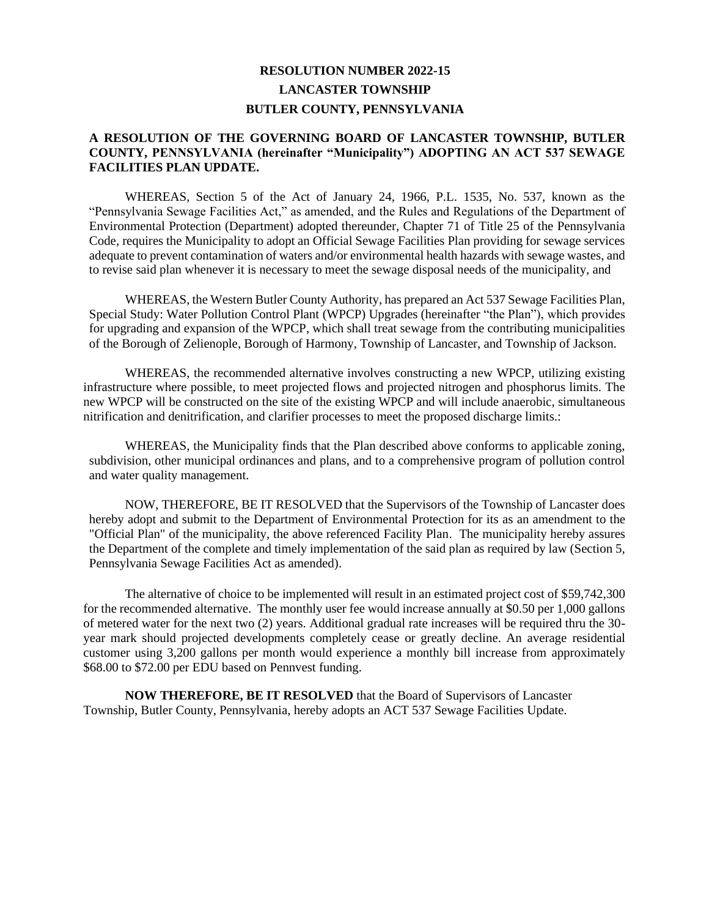# RESOLUTION NUMBER 2022-15
# LANCASTER TOWNSHIP
# BUTLER COUNTY, PENNSYLVANIA

**A RESOLUTION OF THE GOVERNING BOARD OF LANCASTER TOWNSHIP, BUTLER COUNTY, PENNSYLVANIA (hereinafter "Municipality") ADOPTING AN ACT 537 SEWAGE FACILITIES PLAN UPDATE.**

WHEREAS, Section 5 of the Act of January 24, 1966, P.L. 1535, No. 537, known as the "Pennsylvania Sewage Facilities Act," as amended, and the Rules and Regulations of the Department of Environmental Protection (Department) adopted thereunder, Chapter 71 of Title 25 of the Pennsylvania Code, requires the Municipality to adopt an Official Sewage Facilities Plan providing for sewage services adequate to prevent contamination of waters and/or environmental health hazards with sewage wastes, and to revise said plan whenever it is necessary to meet the sewage disposal needs of the municipality, and

WHEREAS, the Western Butler County Authority, has prepared an Act 537 Sewage Facilities Plan, Special Study: Water Pollution Control Plant (WPCP) Upgrades (hereinafter "the Plan"), which provides for upgrading and expansion of the WPCP, which shall treat sewage from the contributing municipalities of the Borough of Zelienople, Borough of Harmony, Township of Lancaster, and Township of Jackson.

WHEREAS, the recommended alternative involves constructing a new WPCP, utilizing existing infrastructure where possible, to meet projected flows and projected nitrogen and phosphorus limits. The new WPCP will be constructed on the site of the existing WPCP and will include anaerobic, simultaneous nitrification and denitrification, and clarifier processes to meet the proposed discharge limits.:

WHEREAS, the Municipality finds that the Plan described above conforms to applicable zoning, subdivision, other municipal ordinances and plans, and to a comprehensive program of pollution control and water quality management.

NOW, THEREFORE, BE IT RESOLVED that the Supervisors of the Township of Lancaster does hereby adopt and submit to the Department of Environmental Protection for its as an amendment to the "Official Plan" of the municipality, the above referenced Facility Plan. The municipality hereby assures the Department of the complete and timely implementation of the said plan as required by law (Section 5, Pennsylvania Sewage Facilities Act as amended).

The alternative of choice to be implemented will result in an estimated project cost of $59,742,300 for the recommended alternative. The monthly user fee would increase annually at $0.50 per 1,000 gallons of metered water for the next two (2) years. Additional gradual rate increases will be required thru the 30-year mark should projected developments completely cease or greatly decline. An average residential customer using 3,200 gallons per month would experience a monthly bill increase from approximately $68.00 to $72.00 per EDU based on Pennvest funding.

**NOW THEREFORE, BE IT RESOLVED** that the Board of Supervisors of Lancaster Township, Butler County, Pennsylvania, hereby adopts an ACT 537 Sewage Facilities Update.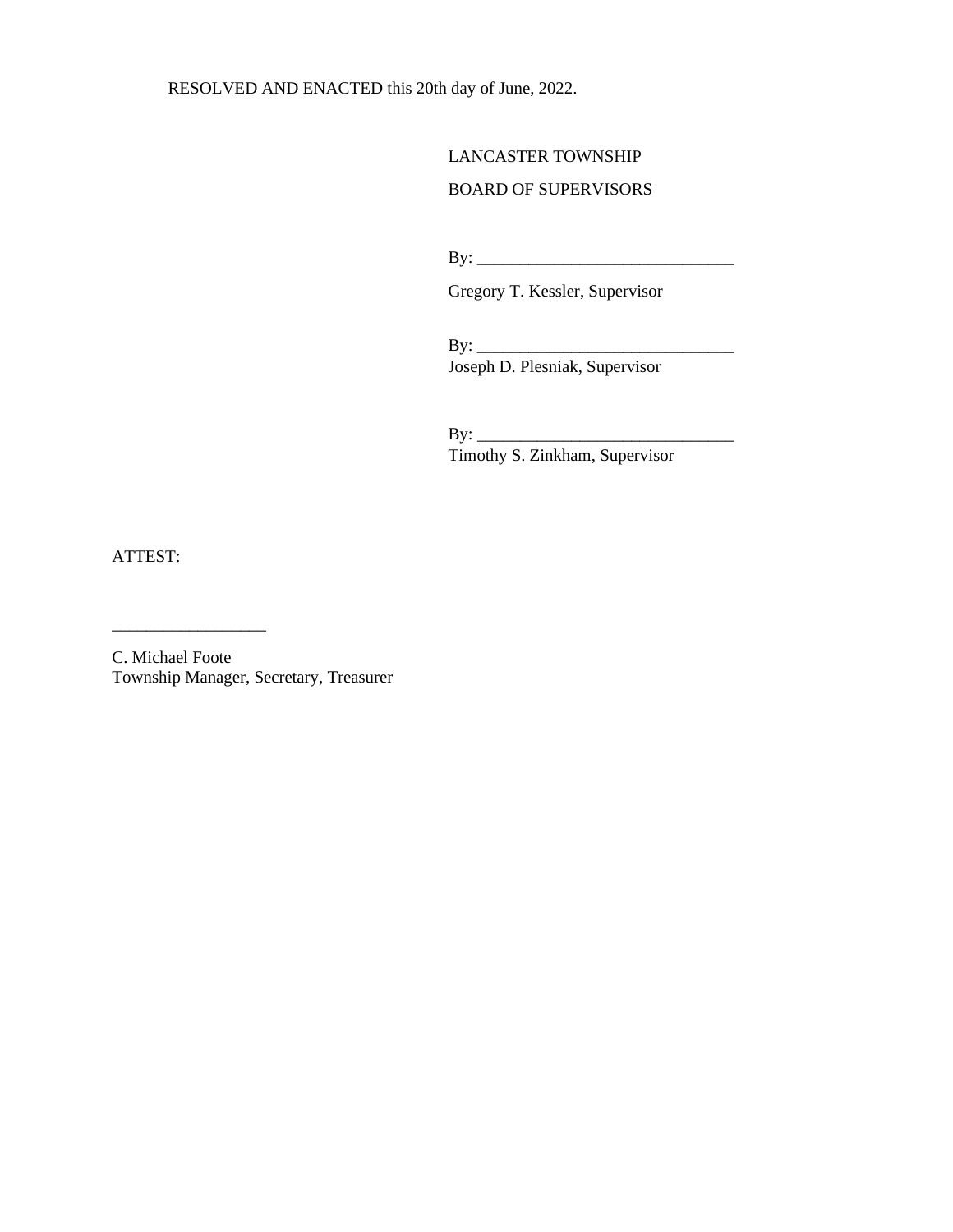RESOLVED AND ENACTED this 20th day of June, 2022.

LANCASTER TOWNSHIP

BOARD OF SUPERVISORS

By: _______________________________

Gregory T. Kessler, Supervisor

By: _______________________________

Joseph D. Plesniak, Supervisor

By: _______________________________

Timothy S. Zinkham, Supervisor

ATTEST:

__________________

C. Michael Foote

Township Manager, Secretary, Treasurer